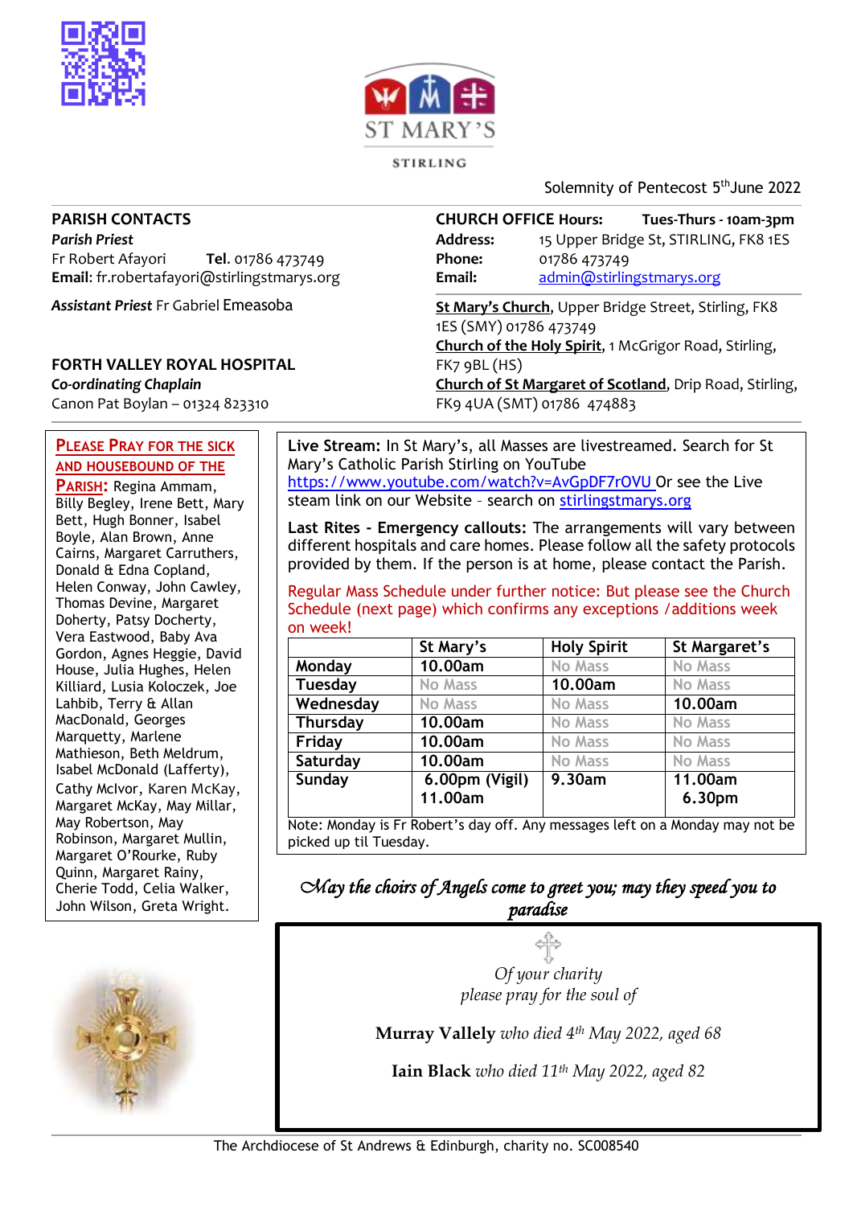ST MARY'S

STIRLING

Solemnity of Pentecost 5th June 2022

## PARISH CONTACTS

***Parish Priest***

Fr Robert Afayori **Tel.** 01786 473749

**Email**: fr.robertafayori@stirlingstmarys.org

***Assistant Priest*** Fr Gabriel Emeasoba

## FORTH VALLEY ROYAL HOSPITAL

***Co-ordinating Chaplain***

Canon Pat Boylan – 01324 823310

**CHURCH OFFICE Hours:** **Tues-Thurs - 10am-3pm**

**Address:** 15 Upper Bridge St, STIRLING, FK8 1ES

**Phone:** 01786 473749

**Email:** admin@stirlingstmarys.org

**St Mary's Church**, Upper Bridge Street, Stirling, FK8 1ES (SMY) 01786 473749

**Church of the Holy Spirit**, 1 McGrigor Road, Stirling, FK7 9BL (HS)

**Church of St Margaret of Scotland**, Drip Road, Stirling, FK9 4UA (SMT) 01786 474883

**PLEASE PRAY FOR THE SICK AND HOUSEBOUND OF THE PARISH:** Regina Ammam, Billy Begley, Irene Bett, Mary Bett, Hugh Bonner, Isabel Boyle, Alan Brown, Anne Cairns, Margaret Carruthers, Donald & Edna Copland, Helen Conway, John Cawley, Thomas Devine, Margaret Doherty, Patsy Docherty, Vera Eastwood, Baby Ava Gordon, Agnes Heggie, David House, Julia Hughes, Helen Killiard, Lusia Koloczek, Joe Lahbib, Terry & Allan MacDonald, Georges Marquetty, Marlene Mathieson, Beth Meldrum, Isabel McDonald (Lafferty), Cathy McIvor, Karen McKay, Margaret McKay, May Millar, May Robertson, May Robinson, Margaret Mullin, Margaret O'Rourke, Ruby Quinn, Margaret Rainy, Cherie Todd, Celia Walker, John Wilson, Greta Wright.

**Live Stream:** In St Mary's, all Masses are livestreamed. Search for St Mary's Catholic Parish Stirling on YouTube https://www.youtube.com/watch?v=AvGpDF7rOVU Or see the Live steam link on our Website - search on stirlingstmarys.org

**Last Rites - Emergency callouts:** The arrangements will vary between different hospitals and care homes. Please follow all the safety protocols provided by them. If the person is at home, please contact the Parish.

Regular Mass Schedule under further notice: But please see the Church Schedule (next page) which confirms any exceptions /additions week on week!

| | St Mary's | Holy Spirit | St Margaret's |
|---|---|---|---|
| Monday | 10.00am | No Mass | No Mass |
| Tuesday | No Mass | 10.00am | No Mass |
| Wednesday | No Mass | No Mass | 10.00am |
| Thursday | 10.00am | No Mass | No Mass |
| Friday | 10.00am | No Mass | No Mass |
| Saturday | 10.00am | No Mass | No Mass |
| Sunday | 6.00pm (Vigil) 11.00am | 9.30am | 11.00am 6.30pm |

Note: Monday is Fr Robert's day off. Any messages left on a Monday may not be picked up til Tuesday.

*May the choirs of Angels come to greet you; may they speed you to paradise*

*Of your charity please pray for the soul of*

**Murray Vallely** *who died 4th May 2022, aged 68*

**Iain Black** *who died 11th May 2022, aged 82*

The Archdiocese of St Andrews & Edinburgh, charity no. SC008540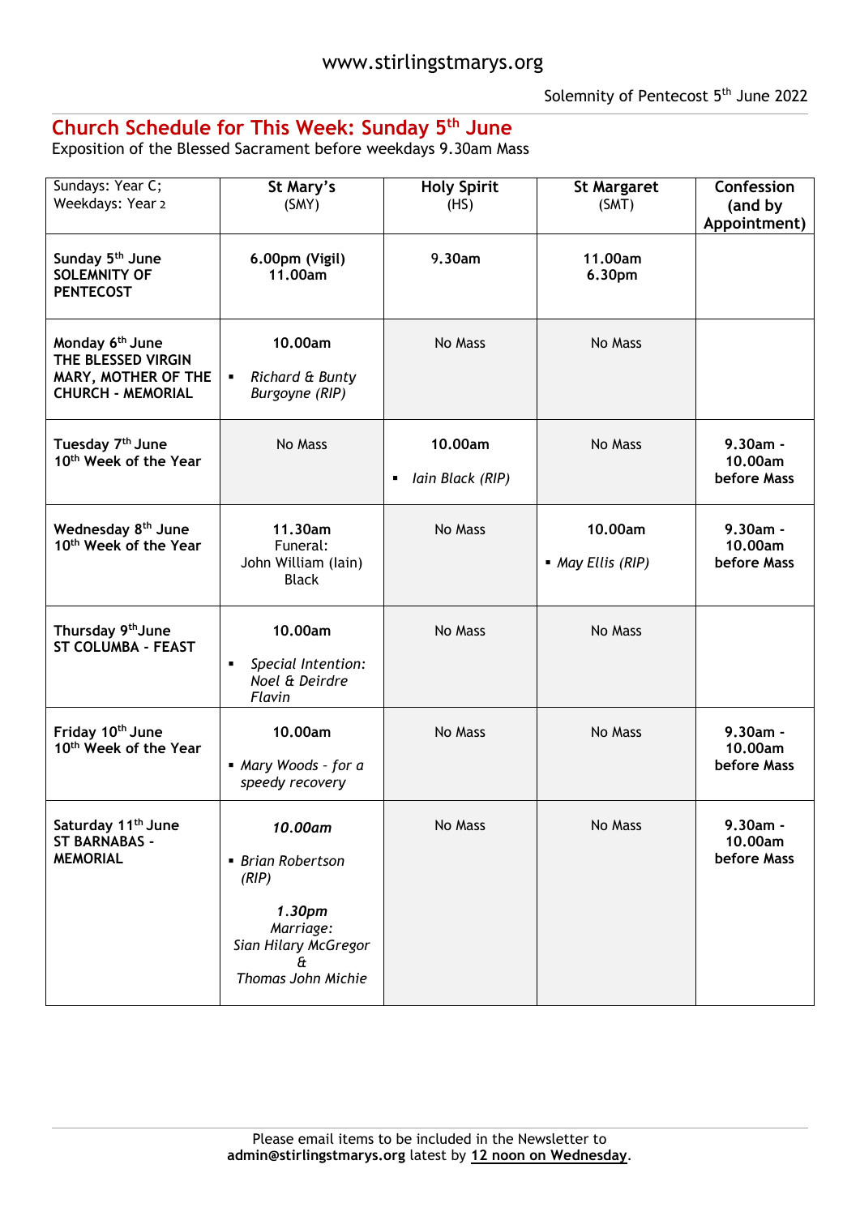www.stirlingstmarys.org

Solemnity of Pentecost 5th June 2022

## Church Schedule for This Week: Sunday 5th June

Exposition of the Blessed Sacrament before weekdays 9.30am Mass

| Sundays: Year C; Weekdays: Year 2 | **St Mary's** (SMY) | **Holy Spirit** (HS) | **St Margaret** (SMT) | **Confession (and by Appointment)** |
|---|---|---|---|---|
| **Sunday 5th June SOLEMNITY OF PENTECOST** | **6.00pm (Vigil) 11.00am** | **9.30am** | **11.00am 6.30pm** | |
| **Monday 6th June THE BLESSED VIRGIN MARY, MOTHER OF THE CHURCH - MEMORIAL** | **10.00am** ▪ *Richard & Bunty Burgoyne (RIP)* | No Mass | No Mass | |
| **Tuesday 7th June 10th Week of the Year** | No Mass | **10.00am** ▪ *Iain Black (RIP)* | No Mass | **9.30am - 10.00am before Mass** |
| **Wednesday 8th June 10th Week of the Year** | **11.30am** Funeral: John William (Iain) Black | No Mass | **10.00am** ▪ *May Ellis (RIP)* | **9.30am - 10.00am before Mass** |
| **Thursday 9th June ST COLUMBA - FEAST** | **10.00am** ▪ *Special Intention: Noel & Deirdre Flavin* | No Mass | No Mass | |
| **Friday 10th June 10th Week of the Year** | **10.00am** ▪ *Mary Woods - for a speedy recovery* | No Mass | No Mass | **9.30am - 10.00am before Mass** |
| **Saturday 11th June ST BARNABAS - MEMORIAL** | ***10.00am*** ▪ *Brian Robertson (RIP)* ***1.30pm*** *Marriage: Sian Hilary McGregor & Thomas John Michie* | No Mass | No Mass | **9.30am - 10.00am before Mass** |

Please email items to be included in the Newsletter to **admin@stirlingstmarys.org** latest by **12 noon on Wednesday**.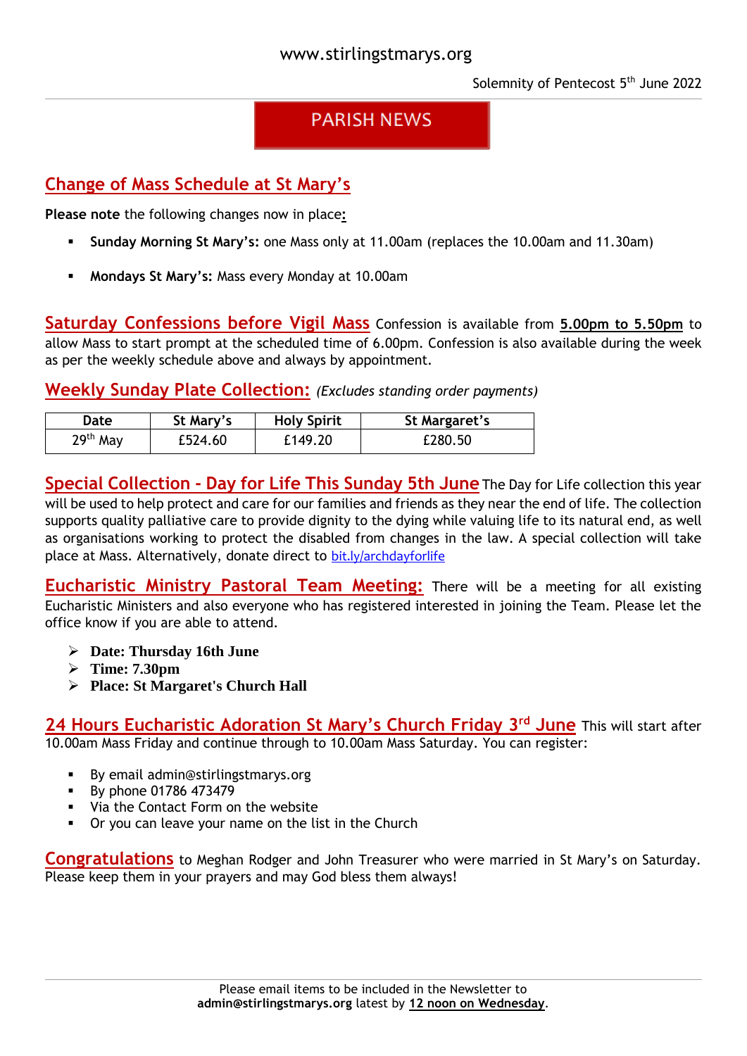www.stirlingstmarys.org

Solemnity of Pentecost 5th June 2022

# PARISH NEWS

## Change of Mass Schedule at St Mary's

**Please note** the following changes now in place**:**

- **Sunday Morning St Mary's:** one Mass only at 11.00am (replaces the 10.00am and 11.30am)
- **Mondays St Mary's:** Mass every Monday at 10.00am

**Saturday Confessions before Vigil Mass** Confession is available from **5.00pm to 5.50pm** to allow Mass to start prompt at the scheduled time of 6.00pm. Confession is also available during the week as per the weekly schedule above and always by appointment.

**Weekly Sunday Plate Collection:** *(Excludes standing order payments)*

| Date | St Mary's | Holy Spirit | St Margaret's |
|---|---|---|---|
| 29th May | £524.60 | £149.20 | £280.50 |

**Special Collection - Day for Life This Sunday 5th June** The Day for Life collection this year will be used to help protect and care for our families and friends as they near the end of life. The collection supports quality palliative care to provide dignity to the dying while valuing life to its natural end, as well as organisations working to protect the disabled from changes in the law. A special collection will take place at Mass. Alternatively, donate direct to bit.ly/archdayforlife

**Eucharistic Ministry Pastoral Team Meeting:** There will be a meeting for all existing Eucharistic Ministers and also everyone who has registered interested in joining the Team. Please let the office know if you are able to attend.

- **Date: Thursday 16th June**
- **Time: 7.30pm**
- **Place: St Margaret's Church Hall**

**24 Hours Eucharistic Adoration St Mary's Church Friday 3rd June** This will start after 10.00am Mass Friday and continue through to 10.00am Mass Saturday. You can register:

- By email admin@stirlingstmarys.org
- By phone 01786 473479
- Via the Contact Form on the website
- Or you can leave your name on the list in the Church

**Congratulations** to Meghan Rodger and John Treasurer who were married in St Mary's on Saturday. Please keep them in your prayers and may God bless them always!

Please email items to be included in the Newsletter to **admin@stirlingstmarys.org** latest by **12 noon on Wednesday**.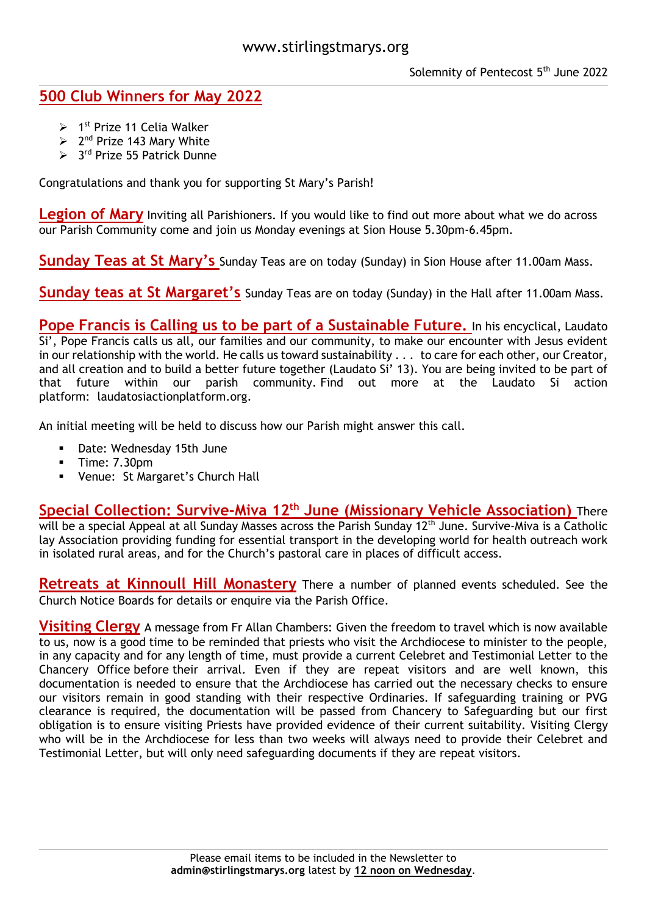www.stirlingstmarys.org

Solemnity of Pentecost 5th June 2022

## 500 Club Winners for May 2022

- 1st Prize 11 Celia Walker
- 2nd Prize 143 Mary White
- 3rd Prize 55 Patrick Dunne

Congratulations and thank you for supporting St Mary's Parish!

**Legion of Mary** Inviting all Parishioners. If you would like to find out more about what we do across our Parish Community come and join us Monday evenings at Sion House 5.30pm-6.45pm.

**Sunday Teas at St Mary's** Sunday Teas are on today (Sunday) in Sion House after 11.00am Mass.

**Sunday teas at St Margaret's** Sunday Teas are on today (Sunday) in the Hall after 11.00am Mass.

**Pope Francis is Calling us to be part of a Sustainable Future.** In his encyclical, Laudato Si', Pope Francis calls us all, our families and our community, to make our encounter with Jesus evident in our relationship with the world. He calls us toward sustainability . . . to care for each other, our Creator, and all creation and to build a better future together (Laudato Si' 13). You are being invited to be part of that future within our parish community. Find out more at the Laudato Si action platform: laudatosiactionplatform.org.

An initial meeting will be held to discuss how our Parish might answer this call.

- Date: Wednesday 15th June
- Time: 7.30pm
- Venue: St Margaret's Church Hall

**Special Collection: Survive-Miva 12th June (Missionary Vehicle Association)** There will be a special Appeal at all Sunday Masses across the Parish Sunday 12th June. Survive-Miva is a Catholic lay Association providing funding for essential transport in the developing world for health outreach work in isolated rural areas, and for the Church's pastoral care in places of difficult access.

**Retreats at Kinnoull Hill Monastery** There a number of planned events scheduled. See the Church Notice Boards for details or enquire via the Parish Office.

**Visiting Clergy** A message from Fr Allan Chambers: Given the freedom to travel which is now available to us, now is a good time to be reminded that priests who visit the Archdiocese to minister to the people, in any capacity and for any length of time, must provide a current Celebret and Testimonial Letter to the Chancery Office before their arrival. Even if they are repeat visitors and are well known, this documentation is needed to ensure that the Archdiocese has carried out the necessary checks to ensure our visitors remain in good standing with their respective Ordinaries. If safeguarding training or PVG clearance is required, the documentation will be passed from Chancery to Safeguarding but our first obligation is to ensure visiting Priests have provided evidence of their current suitability. Visiting Clergy who will be in the Archdiocese for less than two weeks will always need to provide their Celebret and Testimonial Letter, but will only need safeguarding documents if they are repeat visitors.

Please email items to be included in the Newsletter to **admin@stirlingstmarys.org** latest by **12 noon on Wednesday**.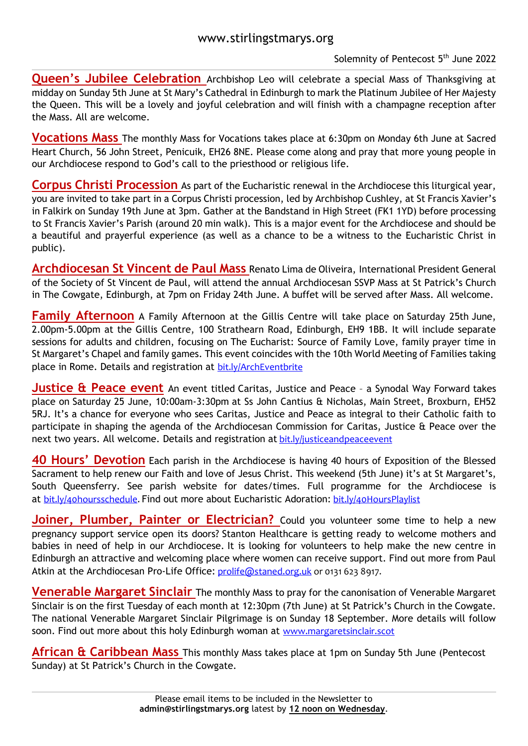www.stirlingstmarys.org

Solemnity of Pentecost 5th June 2022

**Queen's Jubilee Celebration** Archbishop Leo will celebrate a special Mass of Thanksgiving at midday on Sunday 5th June at St Mary's Cathedral in Edinburgh to mark the Platinum Jubilee of Her Majesty the Queen. This will be a lovely and joyful celebration and will finish with a champagne reception after the Mass. All are welcome.

**Vocations Mass** The monthly Mass for Vocations takes place at 6:30pm on Monday 6th June at Sacred Heart Church, 56 John Street, Penicuik, EH26 8NE. Please come along and pray that more young people in our Archdiocese respond to God's call to the priesthood or religious life.

**Corpus Christi Procession** As part of the Eucharistic renewal in the Archdiocese this liturgical year, you are invited to take part in a Corpus Christi procession, led by Archbishop Cushley, at St Francis Xavier's in Falkirk on Sunday 19th June at 3pm. Gather at the Bandstand in High Street (FK1 1YD) before processing to St Francis Xavier's Parish (around 20 min walk). This is a major event for the Archdiocese and should be a beautiful and prayerful experience (as well as a chance to be a witness to the Eucharistic Christ in public).

**Archdiocesan St Vincent de Paul Mass** Renato Lima de Oliveira, International President General of the Society of St Vincent de Paul, will attend the annual Archdiocesan SSVP Mass at St Patrick's Church in The Cowgate, Edinburgh, at 7pm on Friday 24th June. A buffet will be served after Mass. All welcome.

**Family Afternoon** A Family Afternoon at the Gillis Centre will take place on Saturday 25th June, 2.00pm-5.00pm at the Gillis Centre, 100 Strathearn Road, Edinburgh, EH9 1BB. It will include separate sessions for adults and children, focusing on The Eucharist: Source of Family Love, family prayer time in St Margaret's Chapel and family games. This event coincides with the 10th World Meeting of Families taking place in Rome. Details and registration at bit.ly/ArchEventbrite

**Justice & Peace event** An event titled Caritas, Justice and Peace – a Synodal Way Forward takes place on Saturday 25 June, 10:00am-3:30pm at Ss John Cantius & Nicholas, Main Street, Broxburn, EH52 5RJ. It's a chance for everyone who sees Caritas, Justice and Peace as integral to their Catholic faith to participate in shaping the agenda of the Archdiocesan Commission for Caritas, Justice & Peace over the next two years. All welcome. Details and registration at bit.ly/justiceandpeaceevent

**40 Hours' Devotion** Each parish in the Archdiocese is having 40 hours of Exposition of the Blessed Sacrament to help renew our Faith and love of Jesus Christ. This weekend (5th June) it's at St Margaret's, South Queensferry. See parish website for dates/times. Full programme for the Archdiocese is at bit.ly/40hoursschedule. Find out more about Eucharistic Adoration: bit.ly/40HoursPlaylist

**Joiner, Plumber, Painter or Electrician?** Could you volunteer some time to help a new pregnancy support service open its doors? Stanton Healthcare is getting ready to welcome mothers and babies in need of help in our Archdiocese. It is looking for volunteers to help make the new centre in Edinburgh an attractive and welcoming place where women can receive support. Find out more from Paul Atkin at the Archdiocesan Pro-Life Office: prolife@staned.org.uk or 0131 623 8917.

**Venerable Margaret Sinclair** The monthly Mass to pray for the canonisation of Venerable Margaret Sinclair is on the first Tuesday of each month at 12:30pm (7th June) at St Patrick's Church in the Cowgate. The national Venerable Margaret Sinclair Pilgrimage is on Sunday 18 September. More details will follow soon. Find out more about this holy Edinburgh woman at www.margaretsinclair.scot

**African & Caribbean Mass** This monthly Mass takes place at 1pm on Sunday 5th June (Pentecost Sunday) at St Patrick's Church in the Cowgate.

Please email items to be included in the Newsletter to **admin@stirlingstmarys.org** latest by **12 noon on Wednesday**.